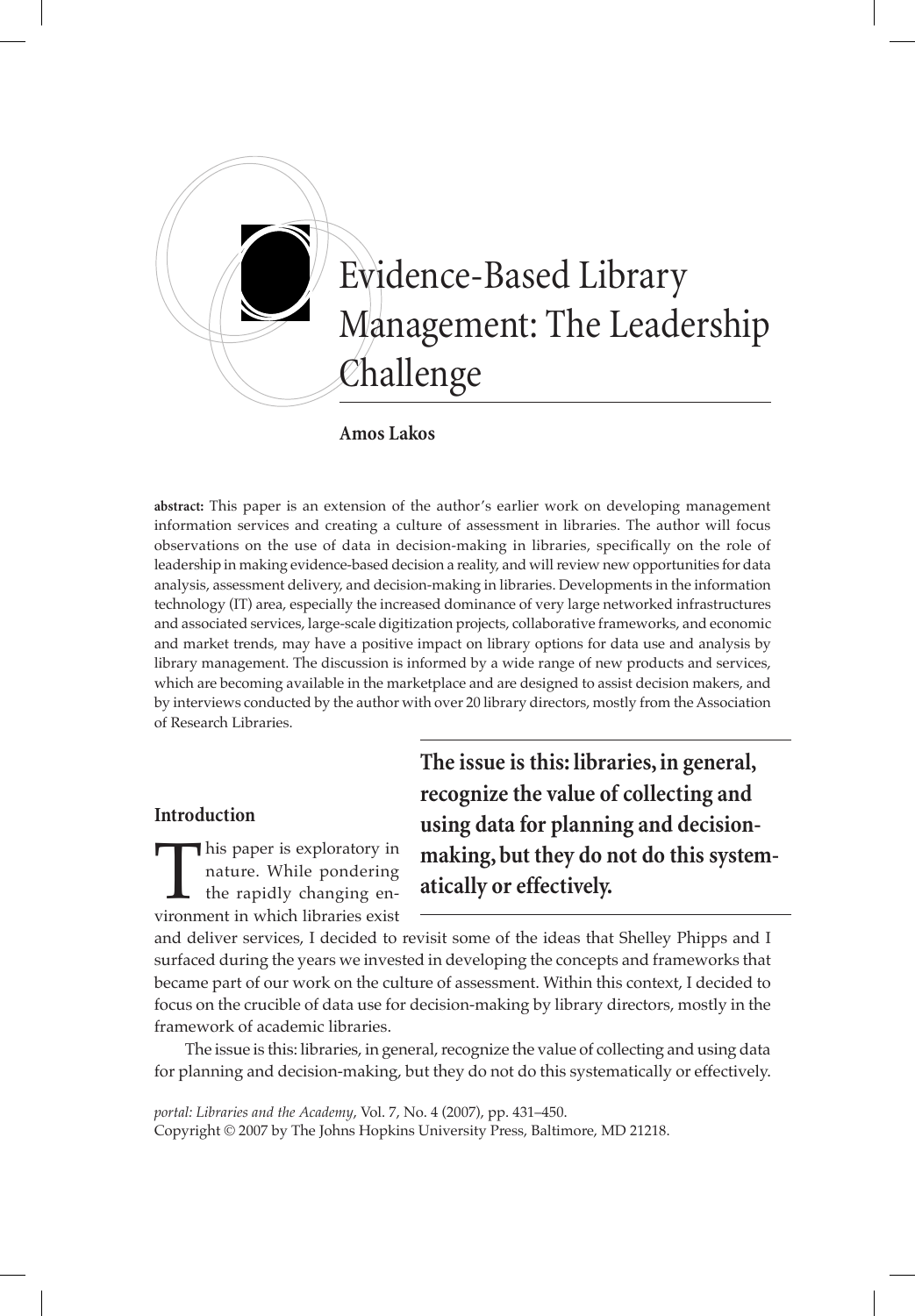# Evidence-Based Library Management: The Leadership Challenge

**Amos Lakos**

**abstract:** This paper is an extension of the author's earlier work on developing management information services and creating a culture of assessment in libraries. The author will focus observations on the use of data in decision-making in libraries, specifically on the role of leadership in making evidence-based decision a reality, and will review new opportunities for data analysis, assessment delivery, and decision-making in libraries. Developments in the information technology (IT) area, especially the increased dominance of very large networked infrastructures and associated services, large-scale digitization projects, collaborative frameworks, and economic and market trends, may have a positive impact on library options for data use and analysis by library management. The discussion is informed by a wide range of new products and services, which are becoming available in the marketplace and are designed to assist decision makers, and by interviews conducted by the author with over 20 library directors, mostly from the Association of Research Libraries.

## Introduction

This paper is exploratory in nature. While pondering the rapidly changing environment in which libraries exist and deliver services, I decided to revisit some of the ideas that Shelley Phipps and I surfaced during the years we invested in developing the concepts and frameworks that became part of our work on the culture of assessment. Within this context, I decided to focus on the crucible of data use for decision-making by library directors, mostly in the framework of academic libraries.

**The issue is this: libraries, in general, recognize the value of collecting and using data for planning and decision-making, but they do not do this systematically or effectively.**

The issue is this: libraries, in general, recognize the value of collecting and using data for planning and decision-making, but they do not do this systematically or effectively.

*portal: Libraries and the Academy*, Vol. 7, No. 4 (2007), pp. 431–450.
Copyright © 2007 by The Johns Hopkins University Press, Baltimore, MD 21218.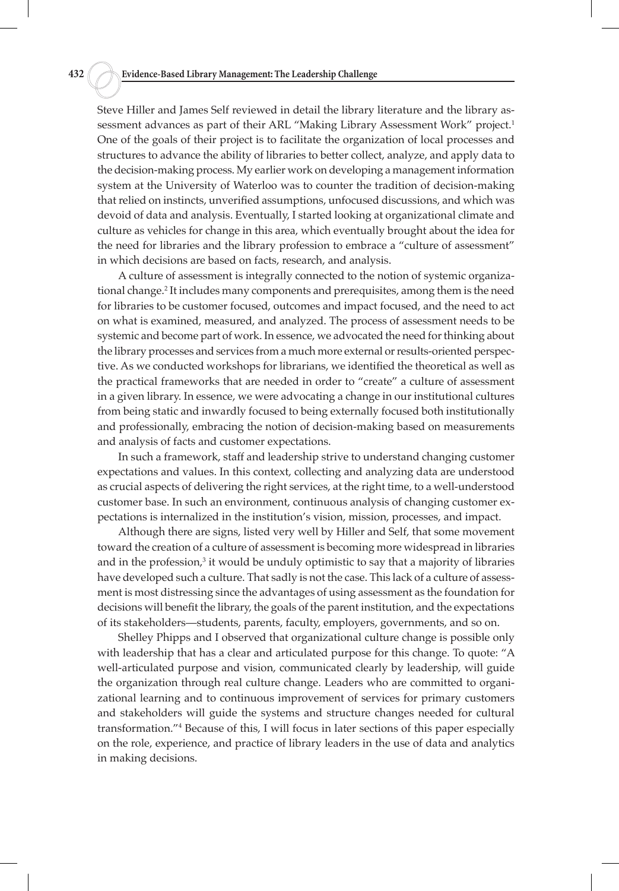Steve Hiller and James Self reviewed in detail the library literature and the library assessment advances as part of their ARL "Making Library Assessment Work" project.[1] One of the goals of their project is to facilitate the organization of local processes and structures to advance the ability of libraries to better collect, analyze, and apply data to the decision-making process. My earlier work on developing a management information system at the University of Waterloo was to counter the tradition of decision-making that relied on instincts, unverified assumptions, unfocused discussions, and which was devoid of data and analysis. Eventually, I started looking at organizational climate and culture as vehicles for change in this area, which eventually brought about the idea for the need for libraries and the library profession to embrace a "culture of assessment" in which decisions are based on facts, research, and analysis.

A culture of assessment is integrally connected to the notion of systemic organizational change.[2] It includes many components and prerequisites, among them is the need for libraries to be customer focused, outcomes and impact focused, and the need to act on what is examined, measured, and analyzed. The process of assessment needs to be systemic and become part of work. In essence, we advocated the need for thinking about the library processes and services from a much more external or results-oriented perspective. As we conducted workshops for librarians, we identified the theoretical as well as the practical frameworks that are needed in order to "create" a culture of assessment in a given library. In essence, we were advocating a change in our institutional cultures from being static and inwardly focused to being externally focused both institutionally and professionally, embracing the notion of decision-making based on measurements and analysis of facts and customer expectations.

In such a framework, staff and leadership strive to understand changing customer expectations and values. In this context, collecting and analyzing data are understood as crucial aspects of delivering the right services, at the right time, to a well-understood customer base. In such an environment, continuous analysis of changing customer expectations is internalized in the institution's vision, mission, processes, and impact.

Although there are signs, listed very well by Hiller and Self, that some movement toward the creation of a culture of assessment is becoming more widespread in libraries and in the profession,[3] it would be unduly optimistic to say that a majority of libraries have developed such a culture. That sadly is not the case. This lack of a culture of assessment is most distressing since the advantages of using assessment as the foundation for decisions will benefit the library, the goals of the parent institution, and the expectations of its stakeholders—students, parents, faculty, employers, governments, and so on.

Shelley Phipps and I observed that organizational culture change is possible only with leadership that has a clear and articulated purpose for this change. To quote: "A well-articulated purpose and vision, communicated clearly by leadership, will guide the organization through real culture change. Leaders who are committed to organizational learning and to continuous improvement of services for primary customers and stakeholders will guide the systems and structure changes needed for cultural transformation."[4] Because of this, I will focus in later sections of this paper especially on the role, experience, and practice of library leaders in the use of data and analytics in making decisions.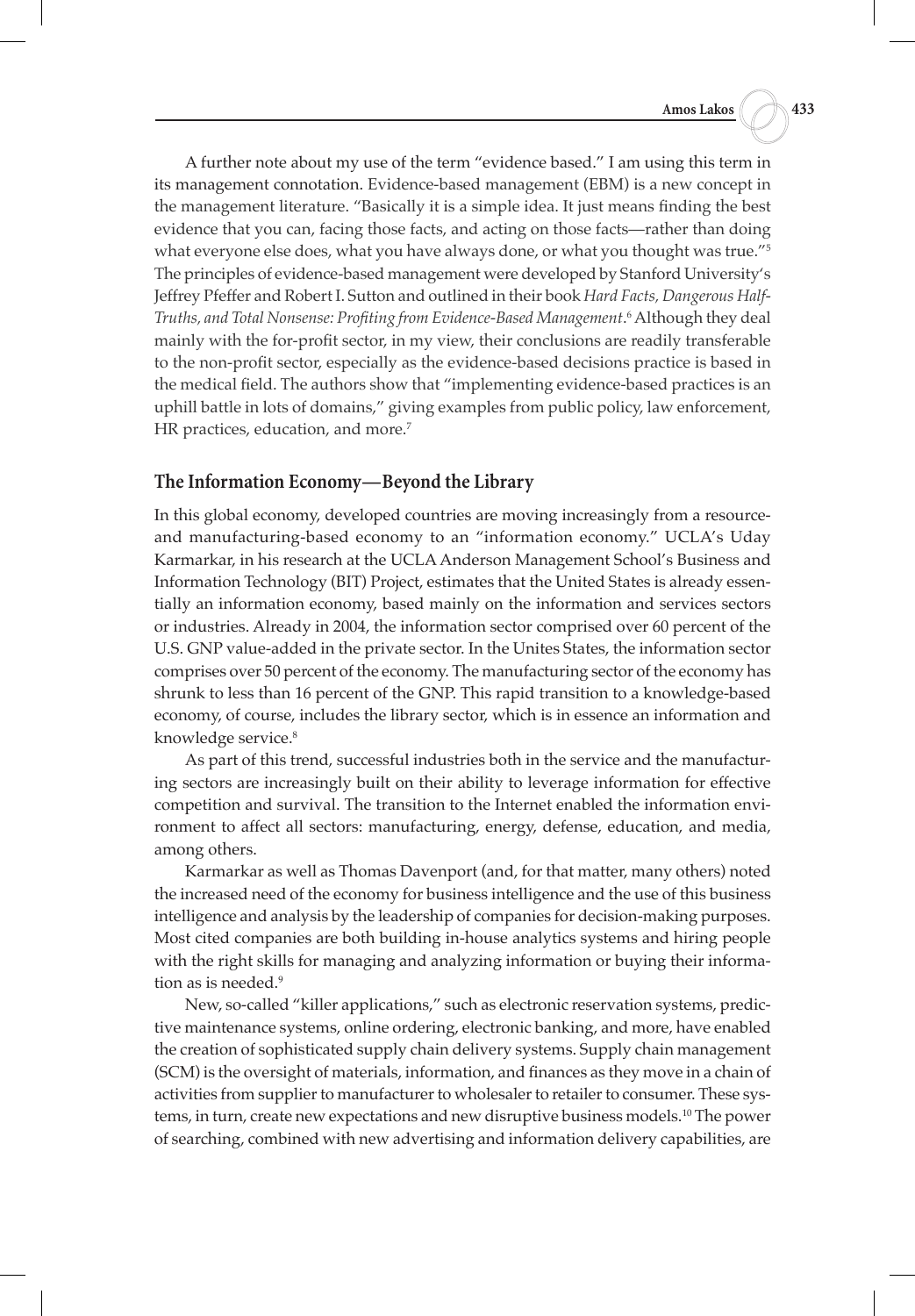A further note about my use of the term "evidence based." I am using this term in its management connotation. Evidence-based management (EBM) is a new concept in the management literature. "Basically it is a simple idea. It just means finding the best evidence that you can, facing those facts, and acting on those facts—rather than doing what everyone else does, what you have always done, or what you thought was true."[5] The principles of evidence-based management were developed by Stanford University's Jeffrey Pfeffer and Robert I. Sutton and outlined in their book *Hard Facts, Dangerous Half-Truths, and Total Nonsense: Profiting from Evidence-Based Management*.[6] Although they deal mainly with the for-profit sector, in my view, their conclusions are readily transferable to the non-profit sector, especially as the evidence-based decisions practice is based in the medical field. The authors show that "implementing evidence-based practices is an uphill battle in lots of domains," giving examples from public policy, law enforcement, HR practices, education, and more.[7]

## The Information Economy—Beyond the Library

In this global economy, developed countries are moving increasingly from a resource- and manufacturing-based economy to an "information economy." UCLA's Uday Karmarkar, in his research at the UCLA Anderson Management School's Business and Information Technology (BIT) Project, estimates that the United States is already essentially an information economy, based mainly on the information and services sectors or industries. Already in 2004, the information sector comprised over 60 percent of the U.S. GNP value-added in the private sector. In the Unites States, the information sector comprises over 50 percent of the economy. The manufacturing sector of the economy has shrunk to less than 16 percent of the GNP. This rapid transition to a knowledge-based economy, of course, includes the library sector, which is in essence an information and knowledge service.[8]

As part of this trend, successful industries both in the service and the manufacturing sectors are increasingly built on their ability to leverage information for effective competition and survival. The transition to the Internet enabled the information environment to affect all sectors: manufacturing, energy, defense, education, and media, among others.

Karmarkar as well as Thomas Davenport (and, for that matter, many others) noted the increased need of the economy for business intelligence and the use of this business intelligence and analysis by the leadership of companies for decision-making purposes. Most cited companies are both building in-house analytics systems and hiring people with the right skills for managing and analyzing information or buying their information as is needed.[9]

New, so-called "killer applications," such as electronic reservation systems, predictive maintenance systems, online ordering, electronic banking, and more, have enabled the creation of sophisticated supply chain delivery systems. Supply chain management (SCM) is the oversight of materials, information, and finances as they move in a chain of activities from supplier to manufacturer to wholesaler to retailer to consumer. These systems, in turn, create new expectations and new disruptive business models.[10] The power of searching, combined with new advertising and information delivery capabilities, are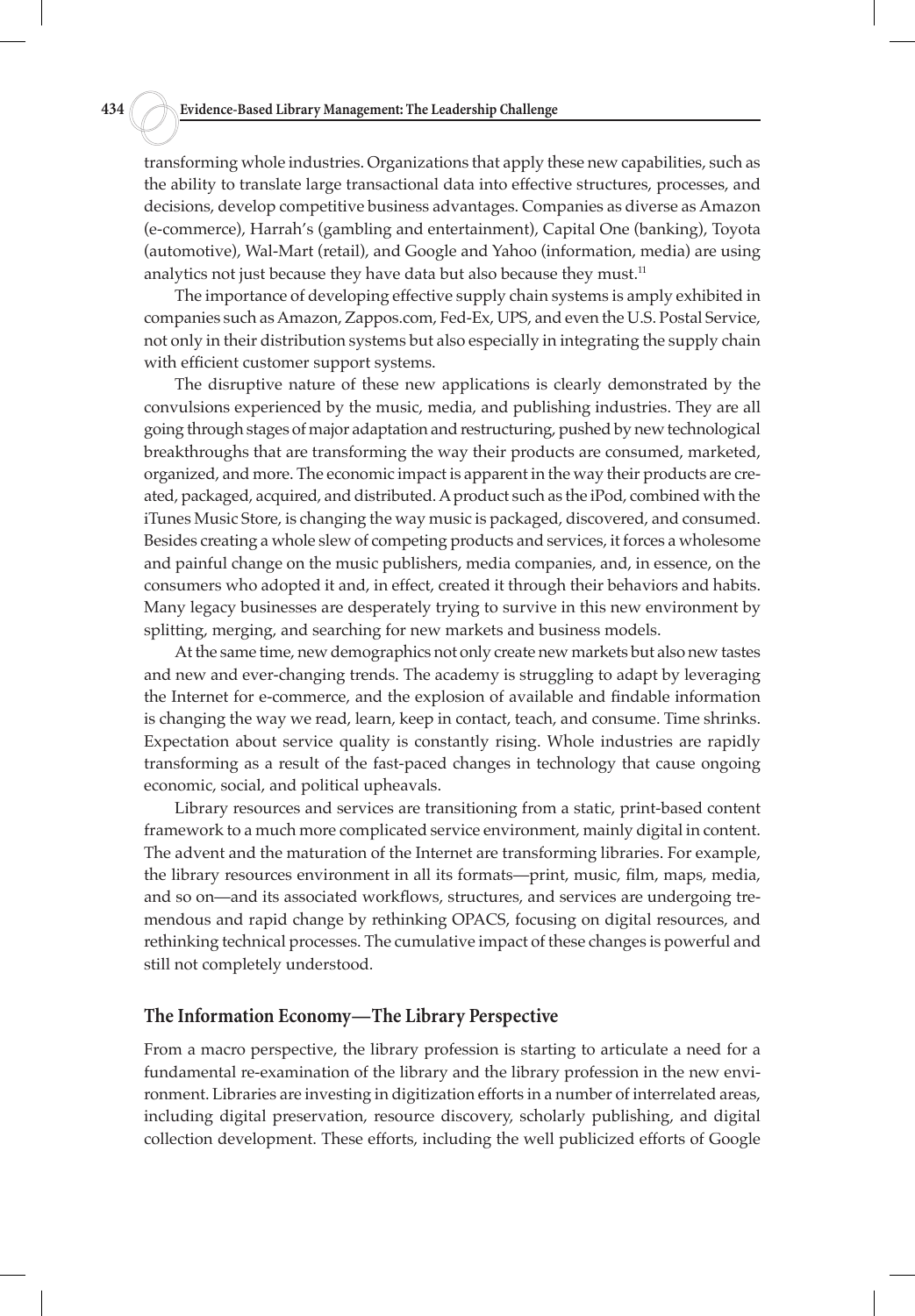transforming whole industries. Organizations that apply these new capabilities, such as the ability to translate large transactional data into effective structures, processes, and decisions, develop competitive business advantages. Companies as diverse as Amazon (e-commerce), Harrah's (gambling and entertainment), Capital One (banking), Toyota (automotive), Wal-Mart (retail), and Google and Yahoo (information, media) are using analytics not just because they have data but also because they must.[11]

The importance of developing effective supply chain systems is amply exhibited in companies such as Amazon, Zappos.com, Fed-Ex, UPS, and even the U.S. Postal Service, not only in their distribution systems but also especially in integrating the supply chain with efficient customer support systems.

The disruptive nature of these new applications is clearly demonstrated by the convulsions experienced by the music, media, and publishing industries. They are all going through stages of major adaptation and restructuring, pushed by new technological breakthroughs that are transforming the way their products are consumed, marketed, organized, and more. The economic impact is apparent in the way their products are created, packaged, acquired, and distributed. A product such as the iPod, combined with the iTunes Music Store, is changing the way music is packaged, discovered, and consumed. Besides creating a whole slew of competing products and services, it forces a wholesome and painful change on the music publishers, media companies, and, in essence, on the consumers who adopted it and, in effect, created it through their behaviors and habits. Many legacy businesses are desperately trying to survive in this new environment by splitting, merging, and searching for new markets and business models.

At the same time, new demographics not only create new markets but also new tastes and new and ever-changing trends. The academy is struggling to adapt by leveraging the Internet for e-commerce, and the explosion of available and findable information is changing the way we read, learn, keep in contact, teach, and consume. Time shrinks. Expectation about service quality is constantly rising. Whole industries are rapidly transforming as a result of the fast-paced changes in technology that cause ongoing economic, social, and political upheavals.

Library resources and services are transitioning from a static, print-based content framework to a much more complicated service environment, mainly digital in content. The advent and the maturation of the Internet are transforming libraries. For example, the library resources environment in all its formats—print, music, film, maps, media, and so on—and its associated workflows, structures, and services are undergoing tremendous and rapid change by rethinking OPACS, focusing on digital resources, and rethinking technical processes. The cumulative impact of these changes is powerful and still not completely understood.

## The Information Economy—The Library Perspective

From a macro perspective, the library profession is starting to articulate a need for a fundamental re-examination of the library and the library profession in the new environment. Libraries are investing in digitization efforts in a number of interrelated areas, including digital preservation, resource discovery, scholarly publishing, and digital collection development. These efforts, including the well publicized efforts of Google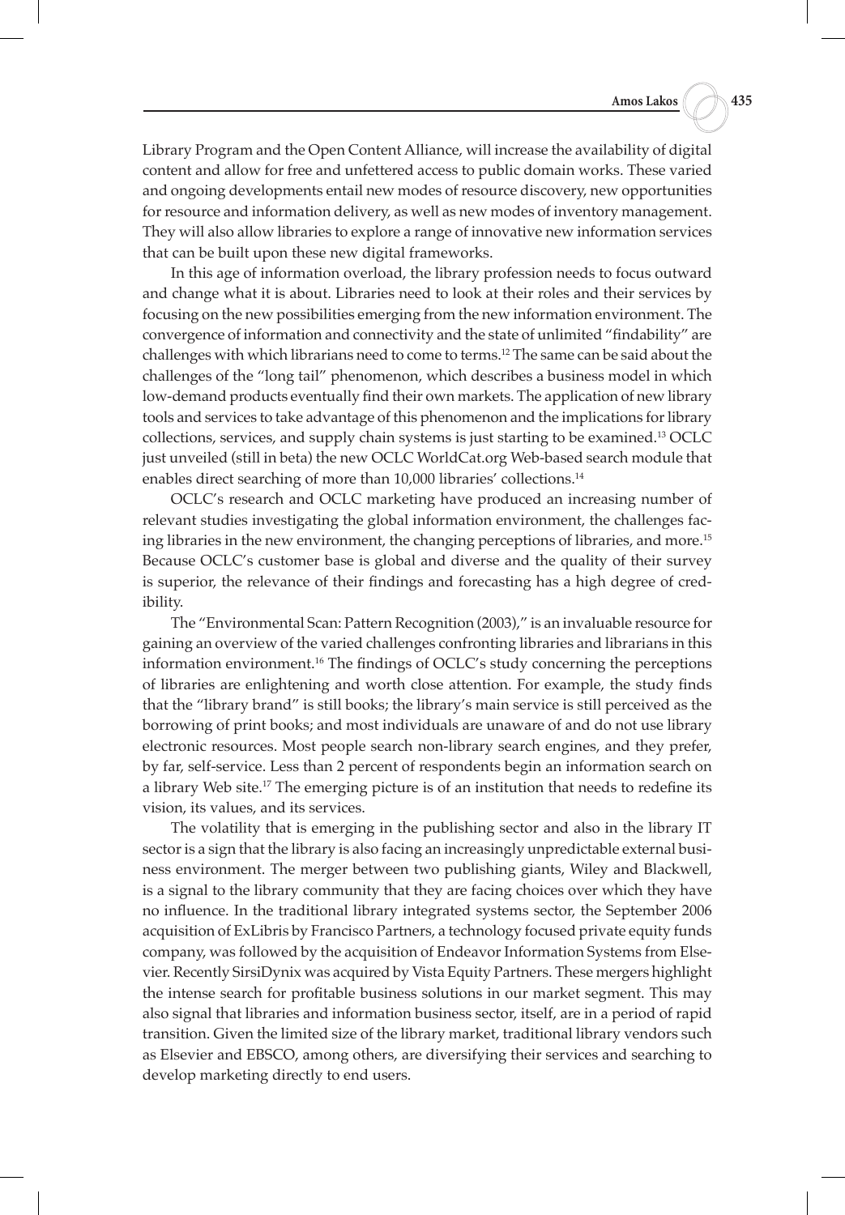Library Program and the Open Content Alliance, will increase the availability of digital content and allow for free and unfettered access to public domain works. These varied and ongoing developments entail new modes of resource discovery, new opportunities for resource and information delivery, as well as new modes of inventory management. They will also allow libraries to explore a range of innovative new information services that can be built upon these new digital frameworks.

In this age of information overload, the library profession needs to focus outward and change what it is about. Libraries need to look at their roles and their services by focusing on the new possibilities emerging from the new information environment. The convergence of information and connectivity and the state of unlimited "findability" are challenges with which librarians need to come to terms.[12] The same can be said about the challenges of the "long tail" phenomenon, which describes a business model in which low-demand products eventually find their own markets. The application of new library tools and services to take advantage of this phenomenon and the implications for library collections, services, and supply chain systems is just starting to be examined.[13] OCLC just unveiled (still in beta) the new OCLC WorldCat.org Web-based search module that enables direct searching of more than 10,000 libraries' collections.[14]

OCLC's research and OCLC marketing have produced an increasing number of relevant studies investigating the global information environment, the challenges facing libraries in the new environment, the changing perceptions of libraries, and more.[15] Because OCLC's customer base is global and diverse and the quality of their survey is superior, the relevance of their findings and forecasting has a high degree of credibility.

The "Environmental Scan: Pattern Recognition (2003)," is an invaluable resource for gaining an overview of the varied challenges confronting libraries and librarians in this information environment.[16] The findings of OCLC's study concerning the perceptions of libraries are enlightening and worth close attention. For example, the study finds that the "library brand" is still books; the library's main service is still perceived as the borrowing of print books; and most individuals are unaware of and do not use library electronic resources. Most people search non-library search engines, and they prefer, by far, self-service. Less than 2 percent of respondents begin an information search on a library Web site.[17] The emerging picture is of an institution that needs to redefine its vision, its values, and its services.

The volatility that is emerging in the publishing sector and also in the library IT sector is a sign that the library is also facing an increasingly unpredictable external business environment. The merger between two publishing giants, Wiley and Blackwell, is a signal to the library community that they are facing choices over which they have no influence. In the traditional library integrated systems sector, the September 2006 acquisition of ExLibris by Francisco Partners, a technology focused private equity funds company, was followed by the acquisition of Endeavor Information Systems from Elsevier. Recently SirsiDynix was acquired by Vista Equity Partners. These mergers highlight the intense search for profitable business solutions in our market segment. This may also signal that libraries and information business sector, itself, are in a period of rapid transition. Given the limited size of the library market, traditional library vendors such as Elsevier and EBSCO, among others, are diversifying their services and searching to develop marketing directly to end users.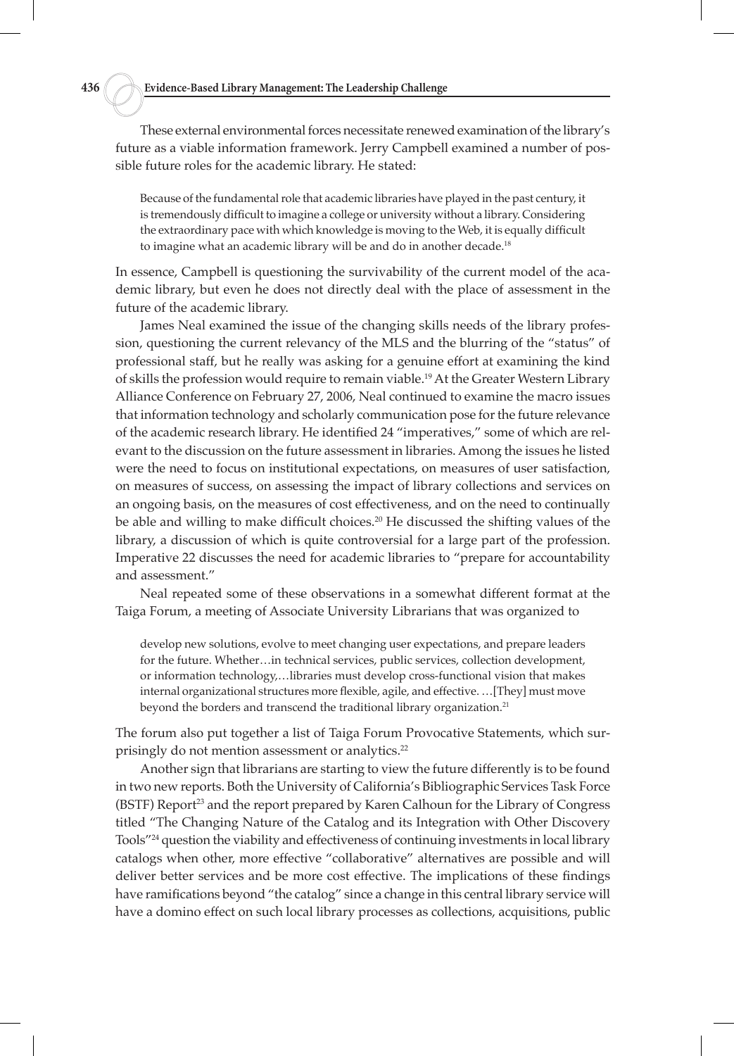These external environmental forces necessitate renewed examination of the library's future as a viable information framework. Jerry Campbell examined a number of possible future roles for the academic library. He stated:

> Because of the fundamental role that academic libraries have played in the past century, it is tremendously difficult to imagine a college or university without a library. Considering the extraordinary pace with which knowledge is moving to the Web, it is equally difficult to imagine what an academic library will be and do in another decade.[18]

In essence, Campbell is questioning the survivability of the current model of the academic library, but even he does not directly deal with the place of assessment in the future of the academic library.

James Neal examined the issue of the changing skills needs of the library profession, questioning the current relevancy of the MLS and the blurring of the "status" of professional staff, but he really was asking for a genuine effort at examining the kind of skills the profession would require to remain viable.[19] At the Greater Western Library Alliance Conference on February 27, 2006, Neal continued to examine the macro issues that information technology and scholarly communication pose for the future relevance of the academic research library. He identified 24 "imperatives," some of which are relevant to the discussion on the future assessment in libraries. Among the issues he listed were the need to focus on institutional expectations, on measures of user satisfaction, on measures of success, on assessing the impact of library collections and services on an ongoing basis, on the measures of cost effectiveness, and on the need to continually be able and willing to make difficult choices.[20] He discussed the shifting values of the library, a discussion of which is quite controversial for a large part of the profession. Imperative 22 discusses the need for academic libraries to "prepare for accountability and assessment."

Neal repeated some of these observations in a somewhat different format at the Taiga Forum, a meeting of Associate University Librarians that was organized to

> develop new solutions, evolve to meet changing user expectations, and prepare leaders for the future. Whether…in technical services, public services, collection development, or information technology,…libraries must develop cross-functional vision that makes internal organizational structures more flexible, agile, and effective. …[They] must move beyond the borders and transcend the traditional library organization.[21]

The forum also put together a list of Taiga Forum Provocative Statements, which surprisingly do not mention assessment or analytics.[22]

Another sign that librarians are starting to view the future differently is to be found in two new reports. Both the University of California's Bibliographic Services Task Force (BSTF) Report[23] and the report prepared by Karen Calhoun for the Library of Congress titled "The Changing Nature of the Catalog and its Integration with Other Discovery Tools"[24] question the viability and effectiveness of continuing investments in local library catalogs when other, more effective "collaborative" alternatives are possible and will deliver better services and be more cost effective. The implications of these findings have ramifications beyond "the catalog" since a change in this central library service will have a domino effect on such local library processes as collections, acquisitions, public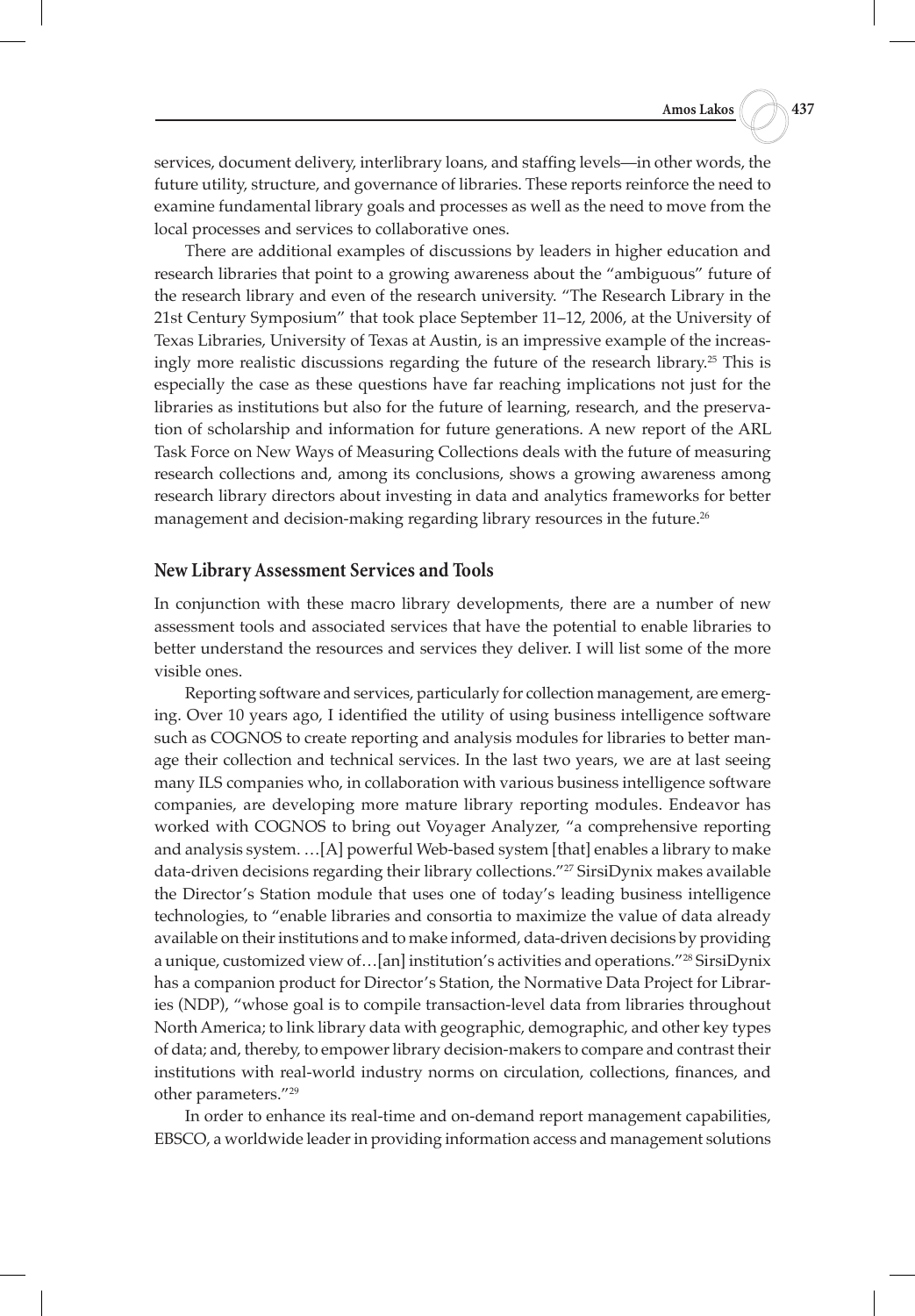services, document delivery, interlibrary loans, and staffing levels—in other words, the future utility, structure, and governance of libraries. These reports reinforce the need to examine fundamental library goals and processes as well as the need to move from the local processes and services to collaborative ones.

There are additional examples of discussions by leaders in higher education and research libraries that point to a growing awareness about the "ambiguous" future of the research library and even of the research university. "The Research Library in the 21st Century Symposium" that took place September 11–12, 2006, at the University of Texas Libraries, University of Texas at Austin, is an impressive example of the increasingly more realistic discussions regarding the future of the research library.[25] This is especially the case as these questions have far reaching implications not just for the libraries as institutions but also for the future of learning, research, and the preservation of scholarship and information for future generations. A new report of the ARL Task Force on New Ways of Measuring Collections deals with the future of measuring research collections and, among its conclusions, shows a growing awareness among research library directors about investing in data and analytics frameworks for better management and decision-making regarding library resources in the future.[26]

## New Library Assessment Services and Tools

In conjunction with these macro library developments, there are a number of new assessment tools and associated services that have the potential to enable libraries to better understand the resources and services they deliver. I will list some of the more visible ones.

Reporting software and services, particularly for collection management, are emerging. Over 10 years ago, I identified the utility of using business intelligence software such as COGNOS to create reporting and analysis modules for libraries to better manage their collection and technical services. In the last two years, we are at last seeing many ILS companies who, in collaboration with various business intelligence software companies, are developing more mature library reporting modules. Endeavor has worked with COGNOS to bring out Voyager Analyzer, "a comprehensive reporting and analysis system. …[A] powerful Web-based system [that] enables a library to make data-driven decisions regarding their library collections."[27] SirsiDynix makes available the Director's Station module that uses one of today's leading business intelligence technologies, to "enable libraries and consortia to maximize the value of data already available on their institutions and to make informed, data-driven decisions by providing a unique, customized view of…[an] institution's activities and operations."[28] SirsiDynix has a companion product for Director's Station, the Normative Data Project for Libraries (NDP), "whose goal is to compile transaction-level data from libraries throughout North America; to link library data with geographic, demographic, and other key types of data; and, thereby, to empower library decision-makers to compare and contrast their institutions with real-world industry norms on circulation, collections, finances, and other parameters."[29]

In order to enhance its real-time and on-demand report management capabilities, EBSCO, a worldwide leader in providing information access and management solutions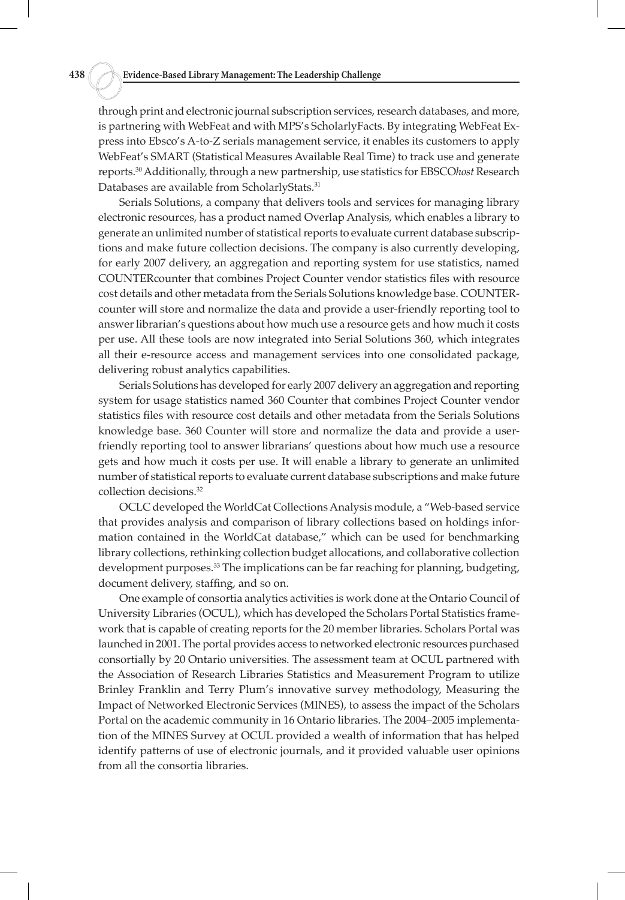through print and electronic journal subscription services, research databases, and more, is partnering with WebFeat and with MPS's ScholarlyFacts. By integrating WebFeat Express into Ebsco's A-to-Z serials management service, it enables its customers to apply WebFeat's SMART (Statistical Measures Available Real Time) to track use and generate reports.[30] Additionally, through a new partnership, use statistics for EBSCO*host* Research Databases are available from ScholarlyStats.[31]

Serials Solutions, a company that delivers tools and services for managing library electronic resources, has a product named Overlap Analysis, which enables a library to generate an unlimited number of statistical reports to evaluate current database subscriptions and make future collection decisions. The company is also currently developing, for early 2007 delivery, an aggregation and reporting system for use statistics, named COUNTERcounter that combines Project Counter vendor statistics files with resource cost details and other metadata from the Serials Solutions knowledge base. COUNTERcounter will store and normalize the data and provide a user-friendly reporting tool to answer librarian's questions about how much use a resource gets and how much it costs per use. All these tools are now integrated into Serial Solutions 360, which integrates all their e-resource access and management services into one consolidated package, delivering robust analytics capabilities.

Serials Solutions has developed for early 2007 delivery an aggregation and reporting system for usage statistics named 360 Counter that combines Project Counter vendor statistics files with resource cost details and other metadata from the Serials Solutions knowledge base. 360 Counter will store and normalize the data and provide a user-friendly reporting tool to answer librarians' questions about how much use a resource gets and how much it costs per use. It will enable a library to generate an unlimited number of statistical reports to evaluate current database subscriptions and make future collection decisions.[32]

OCLC developed the WorldCat Collections Analysis module, a "Web-based service that provides analysis and comparison of library collections based on holdings information contained in the WorldCat database," which can be used for benchmarking library collections, rethinking collection budget allocations, and collaborative collection development purposes.[33] The implications can be far reaching for planning, budgeting, document delivery, staffing, and so on.

One example of consortia analytics activities is work done at the Ontario Council of University Libraries (OCUL), which has developed the Scholars Portal Statistics framework that is capable of creating reports for the 20 member libraries. Scholars Portal was launched in 2001. The portal provides access to networked electronic resources purchased consortially by 20 Ontario universities. The assessment team at OCUL partnered with the Association of Research Libraries Statistics and Measurement Program to utilize Brinley Franklin and Terry Plum's innovative survey methodology, Measuring the Impact of Networked Electronic Services (MINES), to assess the impact of the Scholars Portal on the academic community in 16 Ontario libraries. The 2004–2005 implementation of the MINES Survey at OCUL provided a wealth of information that has helped identify patterns of use of electronic journals, and it provided valuable user opinions from all the consortia libraries.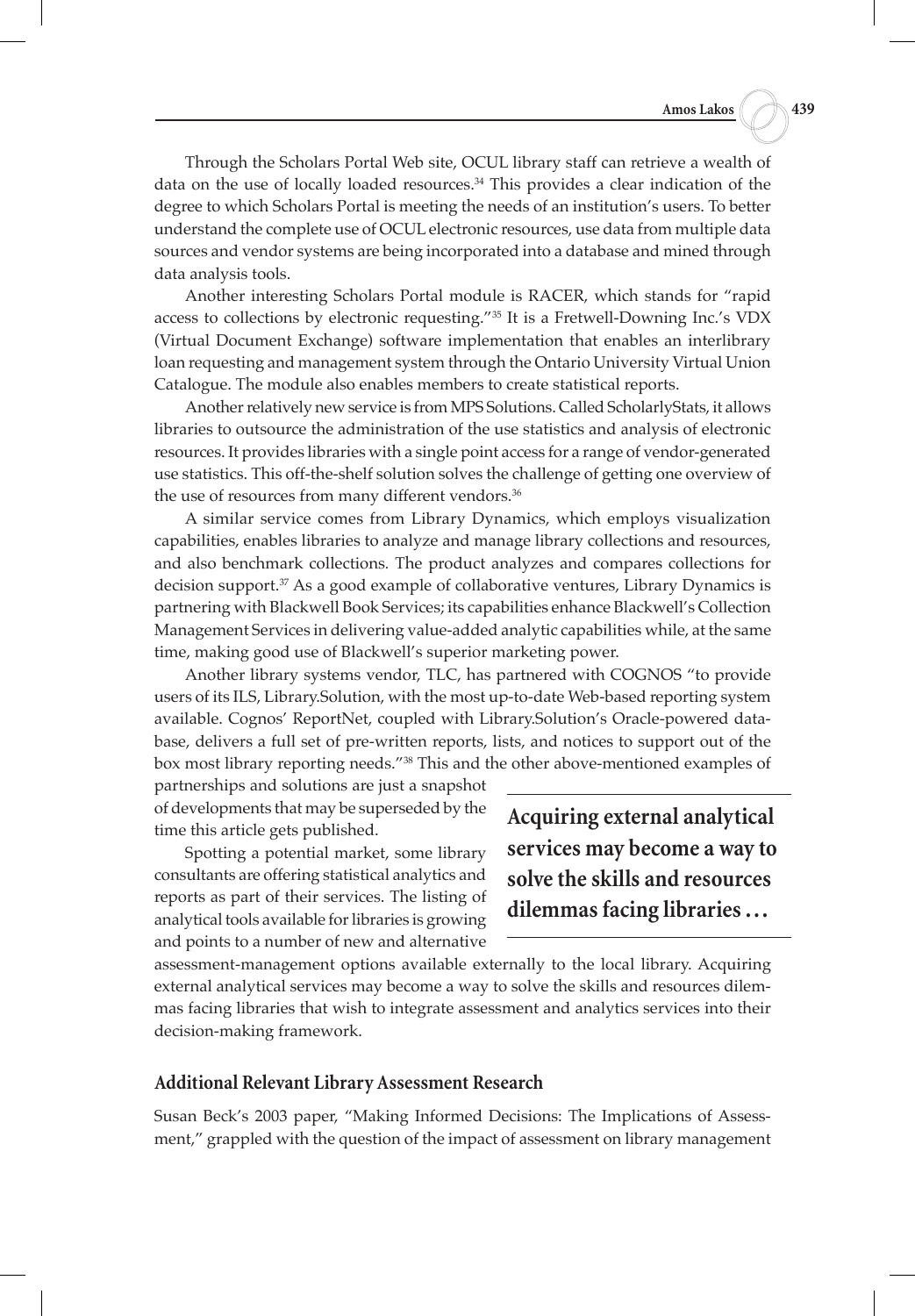Through the Scholars Portal Web site, OCUL library staff can retrieve a wealth of data on the use of locally loaded resources.[34] This provides a clear indication of the degree to which Scholars Portal is meeting the needs of an institution's users. To better understand the complete use of OCUL electronic resources, use data from multiple data sources and vendor systems are being incorporated into a database and mined through data analysis tools.

Another interesting Scholars Portal module is RACER, which stands for "rapid access to collections by electronic requesting."[35] It is a Fretwell-Downing Inc.'s VDX (Virtual Document Exchange) software implementation that enables an interlibrary loan requesting and management system through the Ontario University Virtual Union Catalogue. The module also enables members to create statistical reports.

Another relatively new service is from MPS Solutions. Called ScholarlyStats, it allows libraries to outsource the administration of the use statistics and analysis of electronic resources. It provides libraries with a single point access for a range of vendor-generated use statistics. This off-the-shelf solution solves the challenge of getting one overview of the use of resources from many different vendors.[36]

A similar service comes from Library Dynamics, which employs visualization capabilities, enables libraries to analyze and manage library collections and resources, and also benchmark collections. The product analyzes and compares collections for decision support.[37] As a good example of collaborative ventures, Library Dynamics is partnering with Blackwell Book Services; its capabilities enhance Blackwell's Collection Management Services in delivering value-added analytic capabilities while, at the same time, making good use of Blackwell's superior marketing power.

Another library systems vendor, TLC, has partnered with COGNOS "to provide users of its ILS, Library.Solution, with the most up-to-date Web-based reporting system available. Cognos' ReportNet, coupled with Library.Solution's Oracle-powered database, delivers a full set of pre-written reports, lists, and notices to support out of the box most library reporting needs."[38] This and the other above-mentioned examples of partnerships and solutions are just a snapshot of developments that may be superseded by the time this article gets published.

Spotting a potential market, some library consultants are offering statistical analytics and reports as part of their services. The listing of analytical tools available for libraries is growing and points to a number of new and alternative assessment-management options available externally to the local library. Acquiring external analytical services may become a way to solve the skills and resources dilemmas facing libraries that wish to integrate assessment and analytics services into their decision-making framework.

**Acquiring external analytical services may become a way to solve the skills and resources dilemmas facing libraries …**

## Additional Relevant Library Assessment Research

Susan Beck's 2003 paper, "Making Informed Decisions: The Implications of Assessment," grappled with the question of the impact of assessment on library management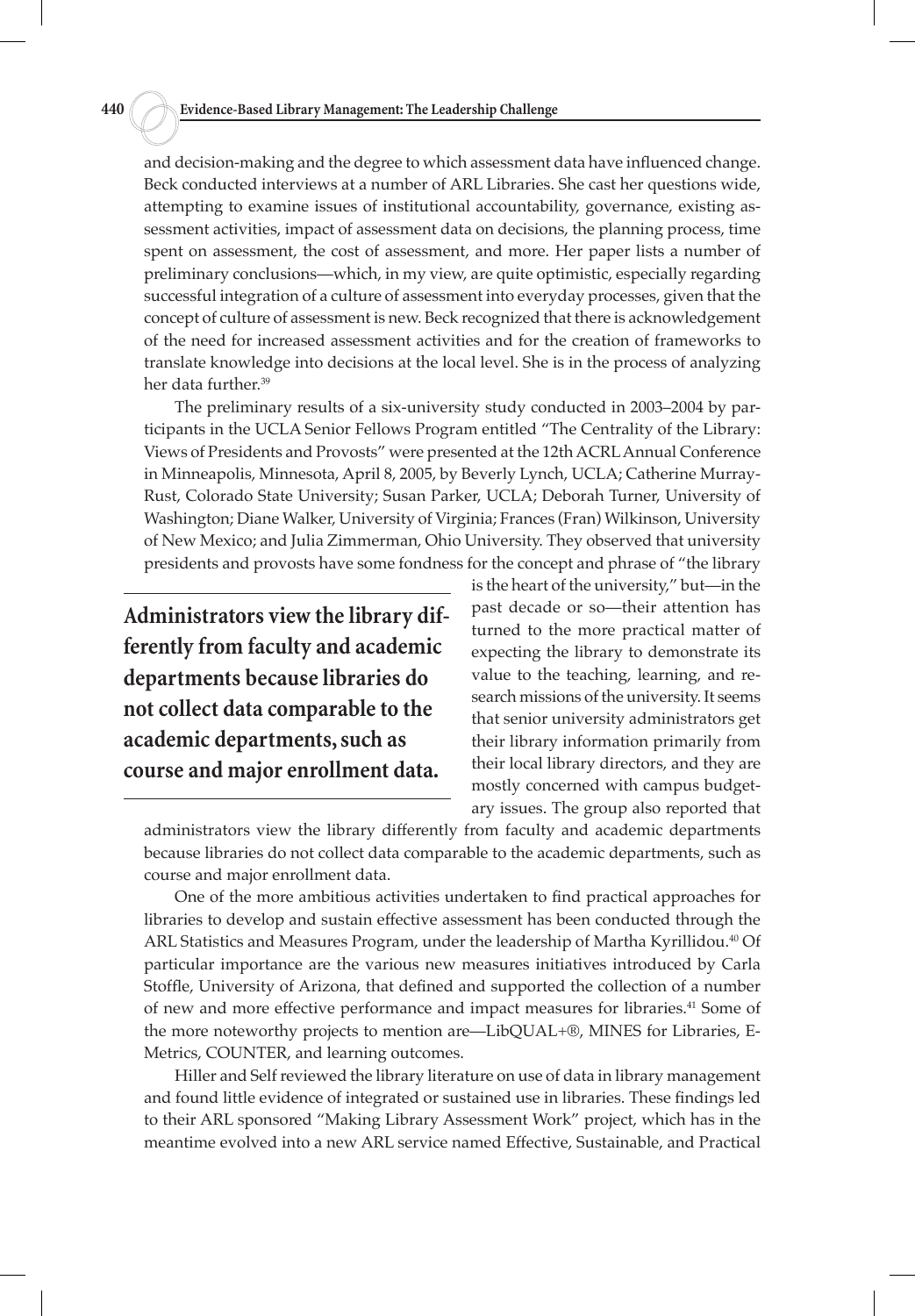and decision-making and the degree to which assessment data have influenced change. Beck conducted interviews at a number of ARL Libraries. She cast her questions wide, attempting to examine issues of institutional accountability, governance, existing assessment activities, impact of assessment data on decisions, the planning process, time spent on assessment, the cost of assessment, and more. Her paper lists a number of preliminary conclusions—which, in my view, are quite optimistic, especially regarding successful integration of a culture of assessment into everyday processes, given that the concept of culture of assessment is new. Beck recognized that there is acknowledgement of the need for increased assessment activities and for the creation of frameworks to translate knowledge into decisions at the local level. She is in the process of analyzing her data further.[39]

The preliminary results of a six-university study conducted in 2003–2004 by participants in the UCLA Senior Fellows Program entitled "The Centrality of the Library: Views of Presidents and Provosts" were presented at the 12th ACRL Annual Conference in Minneapolis, Minnesota, April 8, 2005, by Beverly Lynch, UCLA; Catherine Murray-Rust, Colorado State University; Susan Parker, UCLA; Deborah Turner, University of Washington; Diane Walker, University of Virginia; Frances (Fran) Wilkinson, University of New Mexico; and Julia Zimmerman, Ohio University. They observed that university presidents and provosts have some fondness for the concept and phrase of "the library is the heart of the university," but—in the past decade or so—their attention has turned to the more practical matter of expecting the library to demonstrate its value to the teaching, learning, and research missions of the university. It seems that senior university administrators get their library information primarily from their local library directors, and they are mostly concerned with campus budgetary issues. The group also reported that administrators view the library differently from faculty and academic departments because libraries do not collect data comparable to the academic departments, such as course and major enrollment data.

> **Administrators view the library differently from faculty and academic departments because libraries do not collect data comparable to the academic departments, such as course and major enrollment data.**

One of the more ambitious activities undertaken to find practical approaches for libraries to develop and sustain effective assessment has been conducted through the ARL Statistics and Measures Program, under the leadership of Martha Kyrillidou.[40] Of particular importance are the various new measures initiatives introduced by Carla Stoffle, University of Arizona, that defined and supported the collection of a number of new and more effective performance and impact measures for libraries.[41] Some of the more noteworthy projects to mention are—LibQUAL+®, MINES for Libraries, E-Metrics, COUNTER, and learning outcomes.

Hiller and Self reviewed the library literature on use of data in library management and found little evidence of integrated or sustained use in libraries. These findings led to their ARL sponsored "Making Library Assessment Work" project, which has in the meantime evolved into a new ARL service named Effective, Sustainable, and Practical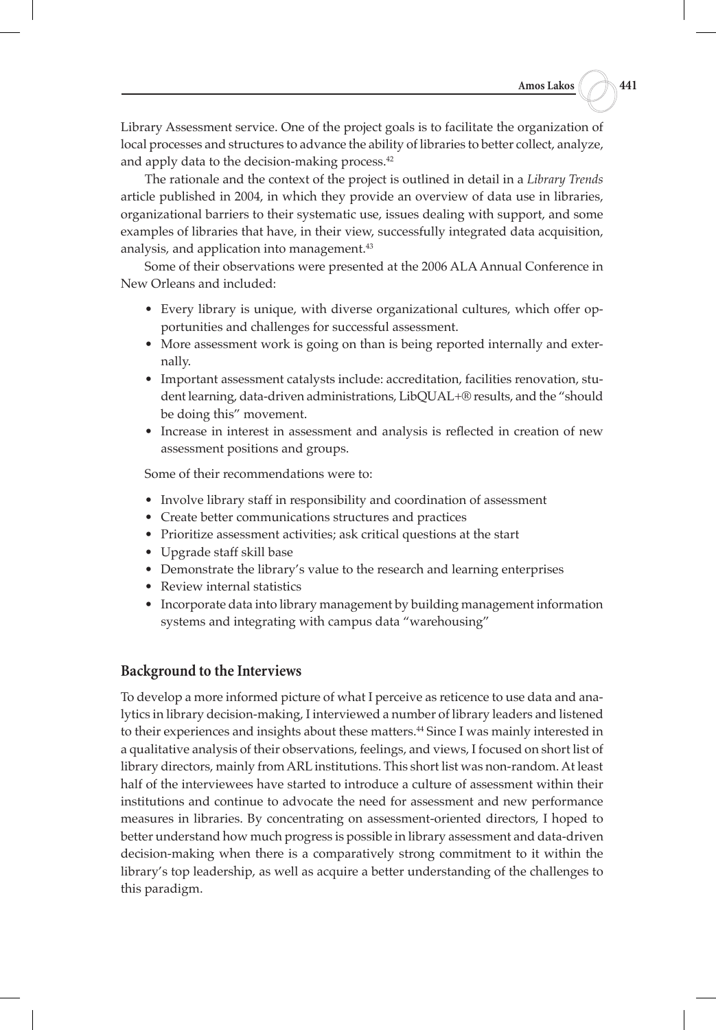Library Assessment service. One of the project goals is to facilitate the organization of local processes and structures to advance the ability of libraries to better collect, analyze, and apply data to the decision-making process.[42]

The rationale and the context of the project is outlined in detail in a *Library Trends* article published in 2004, in which they provide an overview of data use in libraries, organizational barriers to their systematic use, issues dealing with support, and some examples of libraries that have, in their view, successfully integrated data acquisition, analysis, and application into management.[43]

Some of their observations were presented at the 2006 ALA Annual Conference in New Orleans and included:

- Every library is unique, with diverse organizational cultures, which offer opportunities and challenges for successful assessment.
- More assessment work is going on than is being reported internally and externally.
- Important assessment catalysts include: accreditation, facilities renovation, student learning, data-driven administrations, LibQUAL+® results, and the "should be doing this" movement.
- Increase in interest in assessment and analysis is reflected in creation of new assessment positions and groups.

Some of their recommendations were to:

- Involve library staff in responsibility and coordination of assessment
- Create better communications structures and practices
- Prioritize assessment activities; ask critical questions at the start
- Upgrade staff skill base
- Demonstrate the library's value to the research and learning enterprises
- Review internal statistics
- Incorporate data into library management by building management information systems and integrating with campus data "warehousing"

## Background to the Interviews

To develop a more informed picture of what I perceive as reticence to use data and analytics in library decision-making, I interviewed a number of library leaders and listened to their experiences and insights about these matters.[44] Since I was mainly interested in a qualitative analysis of their observations, feelings, and views, I focused on short list of library directors, mainly from ARL institutions. This short list was non-random. At least half of the interviewees have started to introduce a culture of assessment within their institutions and continue to advocate the need for assessment and new performance measures in libraries. By concentrating on assessment-oriented directors, I hoped to better understand how much progress is possible in library assessment and data-driven decision-making when there is a comparatively strong commitment to it within the library's top leadership, as well as acquire a better understanding of the challenges to this paradigm.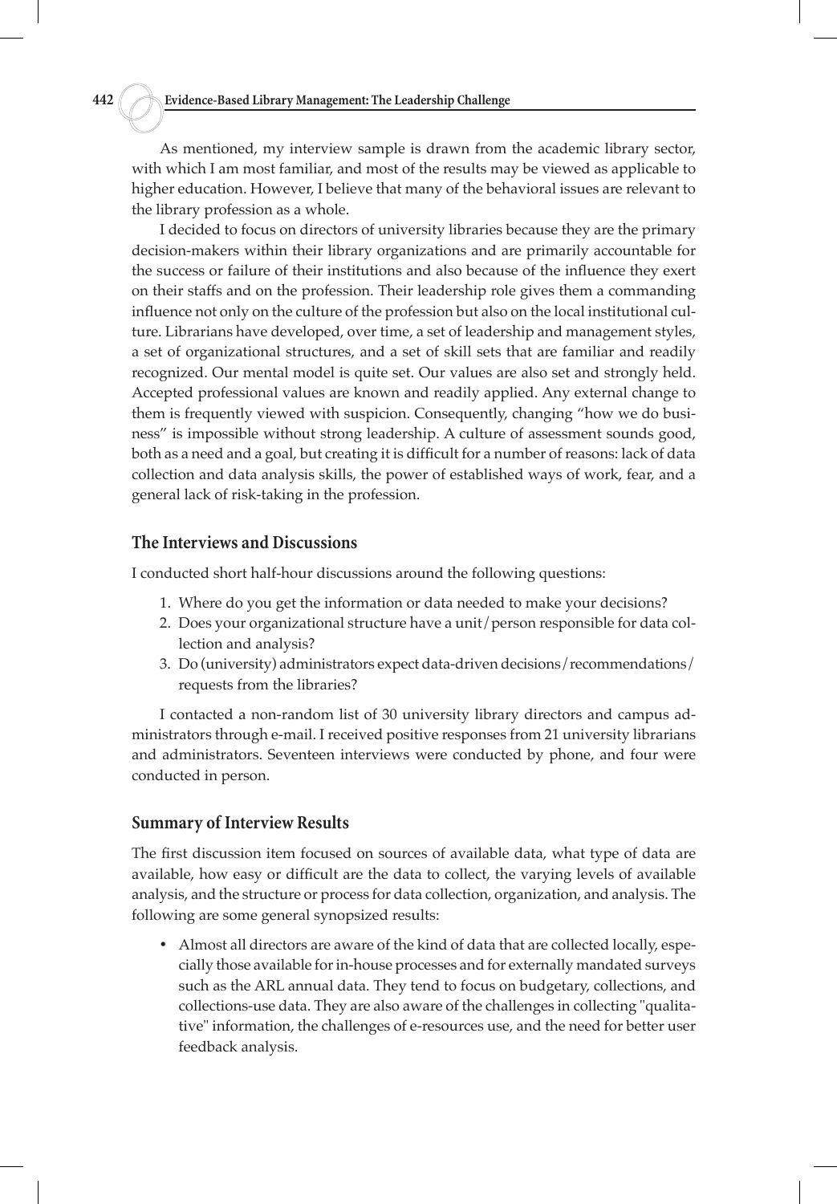As mentioned, my interview sample is drawn from the academic library sector, with which I am most familiar, and most of the results may be viewed as applicable to higher education. However, I believe that many of the behavioral issues are relevant to the library profession as a whole.

I decided to focus on directors of university libraries because they are the primary decision-makers within their library organizations and are primarily accountable for the success or failure of their institutions and also because of the influence they exert on their staffs and on the profession. Their leadership role gives them a commanding influence not only on the culture of the profession but also on the local institutional culture. Librarians have developed, over time, a set of leadership and management styles, a set of organizational structures, and a set of skill sets that are familiar and readily recognized. Our mental model is quite set. Our values are also set and strongly held. Accepted professional values are known and readily applied. Any external change to them is frequently viewed with suspicion. Consequently, changing "how we do business" is impossible without strong leadership. A culture of assessment sounds good, both as a need and a goal, but creating it is difficult for a number of reasons: lack of data collection and data analysis skills, the power of established ways of work, fear, and a general lack of risk-taking in the profession.

## The Interviews and Discussions

I conducted short half-hour discussions around the following questions:

1. Where do you get the information or data needed to make your decisions?
2. Does your organizational structure have a unit/person responsible for data collection and analysis?
3. Do (university) administrators expect data-driven decisions/recommendations/requests from the libraries?

I contacted a non-random list of 30 university library directors and campus administrators through e-mail. I received positive responses from 21 university librarians and administrators. Seventeen interviews were conducted by phone, and four were conducted in person.

## Summary of Interview Results

The first discussion item focused on sources of available data, what type of data are available, how easy or difficult are the data to collect, the varying levels of available analysis, and the structure or process for data collection, organization, and analysis. The following are some general synopsized results:

- Almost all directors are aware of the kind of data that are collected locally, especially those available for in-house processes and for externally mandated surveys such as the ARL annual data. They tend to focus on budgetary, collections, and collections-use data. They are also aware of the challenges in collecting "qualitative" information, the challenges of e-resources use, and the need for better user feedback analysis.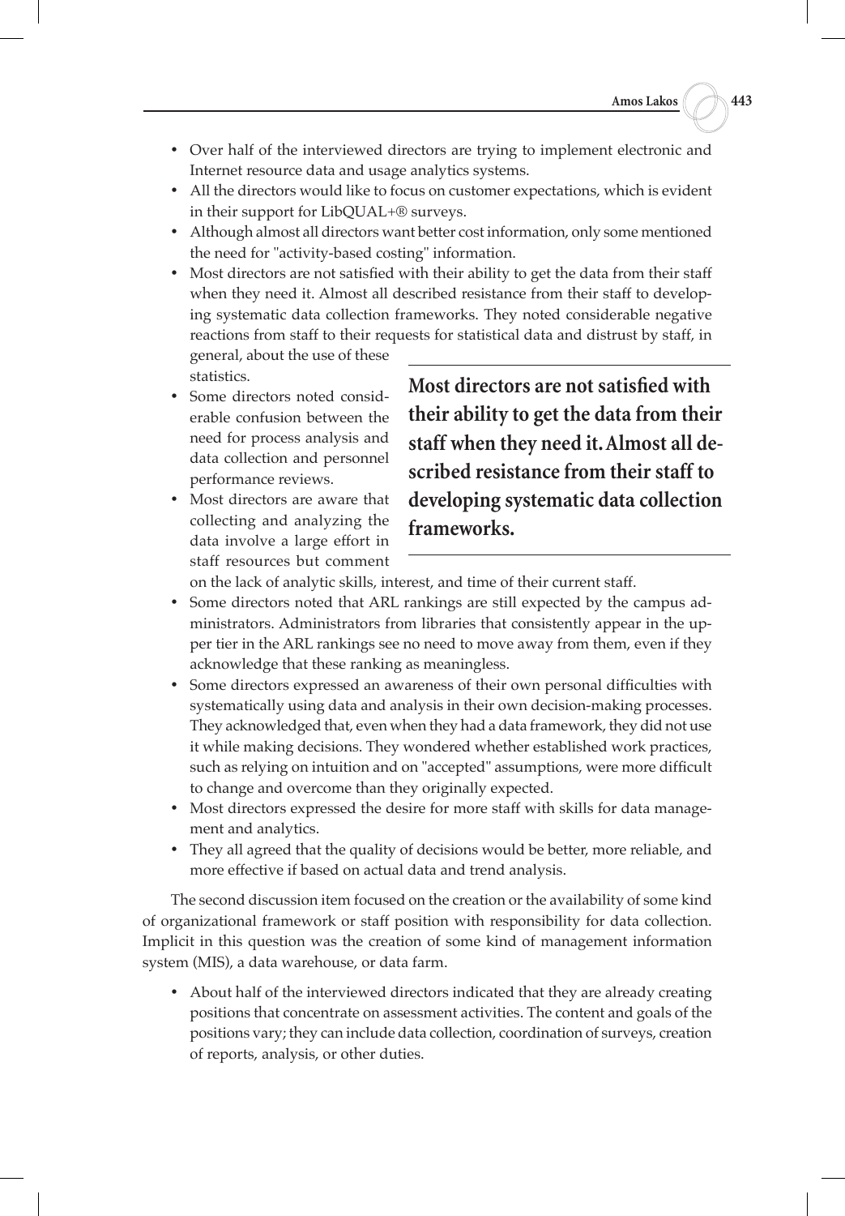- Over half of the interviewed directors are trying to implement electronic and Internet resource data and usage analytics systems.
- All the directors would like to focus on customer expectations, which is evident in their support for LibQUAL+® surveys.
- Although almost all directors want better cost information, only some mentioned the need for "activity-based costing" information.
- Most directors are not satisfied with their ability to get the data from their staff when they need it. Almost all described resistance from their staff to developing systematic data collection frameworks. They noted considerable negative reactions from staff to their requests for statistical data and distrust by staff, in general, about the use of these statistics.
- Some directors noted considerable confusion between the need for process analysis and data collection and personnel performance reviews.
- Most directors are aware that collecting and analyzing the data involve a large effort in staff resources but comment on the lack of analytic skills, interest, and time of their current staff.

**Most directors are not satisfied with their ability to get the data from their staff when they need it. Almost all described resistance from their staff to developing systematic data collection frameworks.**

- Some directors noted that ARL rankings are still expected by the campus administrators. Administrators from libraries that consistently appear in the upper tier in the ARL rankings see no need to move away from them, even if they acknowledge that these ranking as meaningless.
- Some directors expressed an awareness of their own personal difficulties with systematically using data and analysis in their own decision-making processes. They acknowledged that, even when they had a data framework, they did not use it while making decisions. They wondered whether established work practices, such as relying on intuition and on "accepted" assumptions, were more difficult to change and overcome than they originally expected.
- Most directors expressed the desire for more staff with skills for data management and analytics.
- They all agreed that the quality of decisions would be better, more reliable, and more effective if based on actual data and trend analysis.

The second discussion item focused on the creation or the availability of some kind of organizational framework or staff position with responsibility for data collection. Implicit in this question was the creation of some kind of management information system (MIS), a data warehouse, or data farm.

- About half of the interviewed directors indicated that they are already creating positions that concentrate on assessment activities. The content and goals of the positions vary; they can include data collection, coordination of surveys, creation of reports, analysis, or other duties.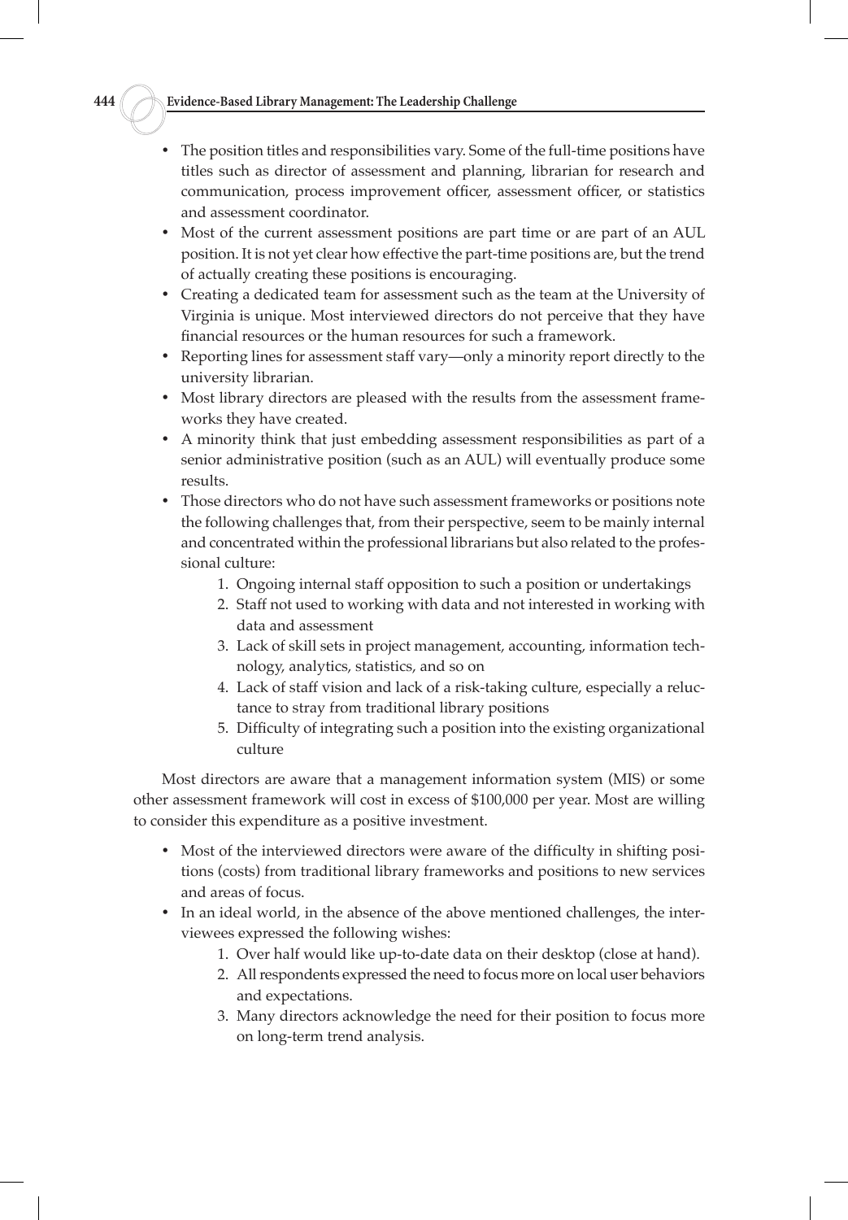- The position titles and responsibilities vary. Some of the full-time positions have titles such as director of assessment and planning, librarian for research and communication, process improvement officer, assessment officer, or statistics and assessment coordinator.
- Most of the current assessment positions are part time or are part of an AUL position. It is not yet clear how effective the part-time positions are, but the trend of actually creating these positions is encouraging.
- Creating a dedicated team for assessment such as the team at the University of Virginia is unique. Most interviewed directors do not perceive that they have financial resources or the human resources for such a framework.
- Reporting lines for assessment staff vary—only a minority report directly to the university librarian.
- Most library directors are pleased with the results from the assessment frameworks they have created.
- A minority think that just embedding assessment responsibilities as part of a senior administrative position (such as an AUL) will eventually produce some results.
- Those directors who do not have such assessment frameworks or positions note the following challenges that, from their perspective, seem to be mainly internal and concentrated within the professional librarians but also related to the professional culture:
    1. Ongoing internal staff opposition to such a position or undertakings
    2. Staff not used to working with data and not interested in working with data and assessment
    3. Lack of skill sets in project management, accounting, information technology, analytics, statistics, and so on
    4. Lack of staff vision and lack of a risk-taking culture, especially a reluctance to stray from traditional library positions
    5. Difficulty of integrating such a position into the existing organizational culture

Most directors are aware that a management information system (MIS) or some other assessment framework will cost in excess of $100,000 per year. Most are willing to consider this expenditure as a positive investment.

- Most of the interviewed directors were aware of the difficulty in shifting positions (costs) from traditional library frameworks and positions to new services and areas of focus.
- In an ideal world, in the absence of the above mentioned challenges, the interviewees expressed the following wishes:
    1. Over half would like up-to-date data on their desktop (close at hand).
    2. All respondents expressed the need to focus more on local user behaviors and expectations.
    3. Many directors acknowledge the need for their position to focus more on long-term trend analysis.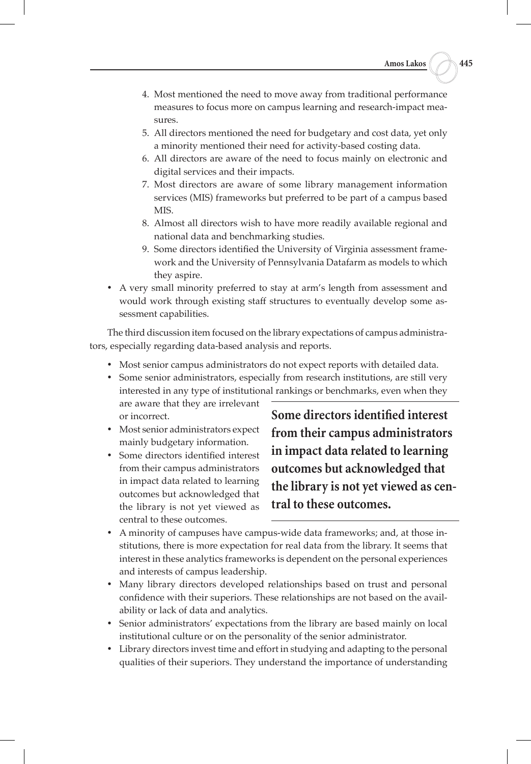4. Most mentioned the need to move away from traditional performance measures to focus more on campus learning and research-impact measures.
   5. All directors mentioned the need for budgetary and cost data, yet only a minority mentioned their need for activity-based costing data.
   6. All directors are aware of the need to focus mainly on electronic and digital services and their impacts.
   7. Most directors are aware of some library management information services (MIS) frameworks but preferred to be part of a campus based MIS.
   8. Almost all directors wish to have more readily available regional and national data and benchmarking studies.
   9. Some directors identified the University of Virginia assessment framework and the University of Pennsylvania Datafarm as models to which they aspire.
- A very small minority preferred to stay at arm's length from assessment and would work through existing staff structures to eventually develop some assessment capabilities.

The third discussion item focused on the library expectations of campus administrators, especially regarding data-based analysis and reports.

- Most senior campus administrators do not expect reports with detailed data.
- Some senior administrators, especially from research institutions, are still very interested in any type of institutional rankings or benchmarks, even when they are aware that they are irrelevant or incorrect.
- Most senior administrators expect mainly budgetary information.
- Some directors identified interest from their campus administrators in impact data related to learning outcomes but acknowledged that the library is not yet viewed as central to these outcomes.

**Some directors identified interest from their campus administrators in impact data related to learning outcomes but acknowledged that the library is not yet viewed as central to these outcomes.**

- A minority of campuses have campus-wide data frameworks; and, at those institutions, there is more expectation for real data from the library. It seems that interest in these analytics frameworks is dependent on the personal experiences and interests of campus leadership.
- Many library directors developed relationships based on trust and personal confidence with their superiors. These relationships are not based on the availability or lack of data and analytics.
- Senior administrators' expectations from the library are based mainly on local institutional culture or on the personality of the senior administrator.
- Library directors invest time and effort in studying and adapting to the personal qualities of their superiors. They understand the importance of understanding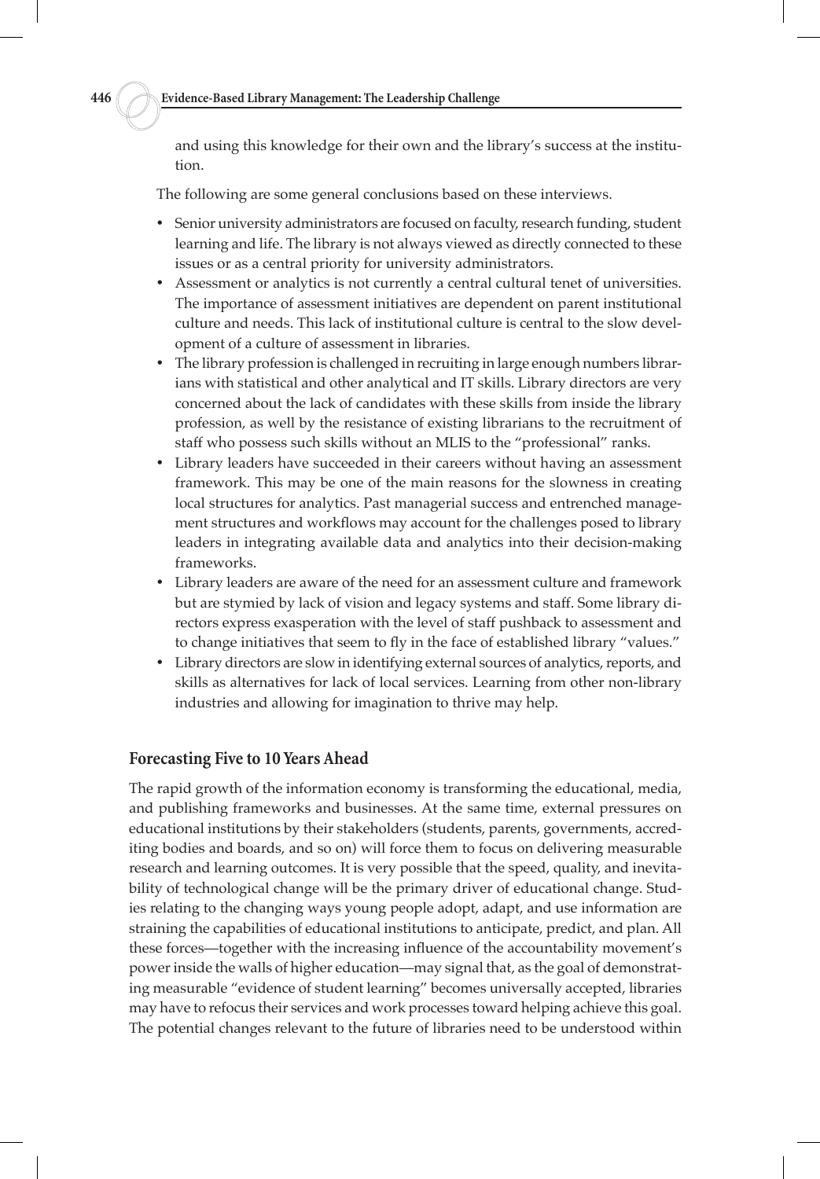and using this knowledge for their own and the library's success at the institution.

The following are some general conclusions based on these interviews.

- Senior university administrators are focused on faculty, research funding, student learning and life. The library is not always viewed as directly connected to these issues or as a central priority for university administrators.
- Assessment or analytics is not currently a central cultural tenet of universities. The importance of assessment initiatives are dependent on parent institutional culture and needs. This lack of institutional culture is central to the slow development of a culture of assessment in libraries.
- The library profession is challenged in recruiting in large enough numbers librarians with statistical and other analytical and IT skills. Library directors are very concerned about the lack of candidates with these skills from inside the library profession, as well by the resistance of existing librarians to the recruitment of staff who possess such skills without an MLIS to the "professional" ranks.
- Library leaders have succeeded in their careers without having an assessment framework. This may be one of the main reasons for the slowness in creating local structures for analytics. Past managerial success and entrenched management structures and workflows may account for the challenges posed to library leaders in integrating available data and analytics into their decision-making frameworks.
- Library leaders are aware of the need for an assessment culture and framework but are stymied by lack of vision and legacy systems and staff. Some library directors express exasperation with the level of staff pushback to assessment and to change initiatives that seem to fly in the face of established library "values."
- Library directors are slow in identifying external sources of analytics, reports, and skills as alternatives for lack of local services. Learning from other non-library industries and allowing for imagination to thrive may help.

## Forecasting Five to 10 Years Ahead

The rapid growth of the information economy is transforming the educational, media, and publishing frameworks and businesses. At the same time, external pressures on educational institutions by their stakeholders (students, parents, governments, accrediting bodies and boards, and so on) will force them to focus on delivering measurable research and learning outcomes. It is very possible that the speed, quality, and inevitability of technological change will be the primary driver of educational change. Studies relating to the changing ways young people adopt, adapt, and use information are straining the capabilities of educational institutions to anticipate, predict, and plan. All these forces—together with the increasing influence of the accountability movement's power inside the walls of higher education—may signal that, as the goal of demonstrating measurable "evidence of student learning" becomes universally accepted, libraries may have to refocus their services and work processes toward helping achieve this goal. The potential changes relevant to the future of libraries need to be understood within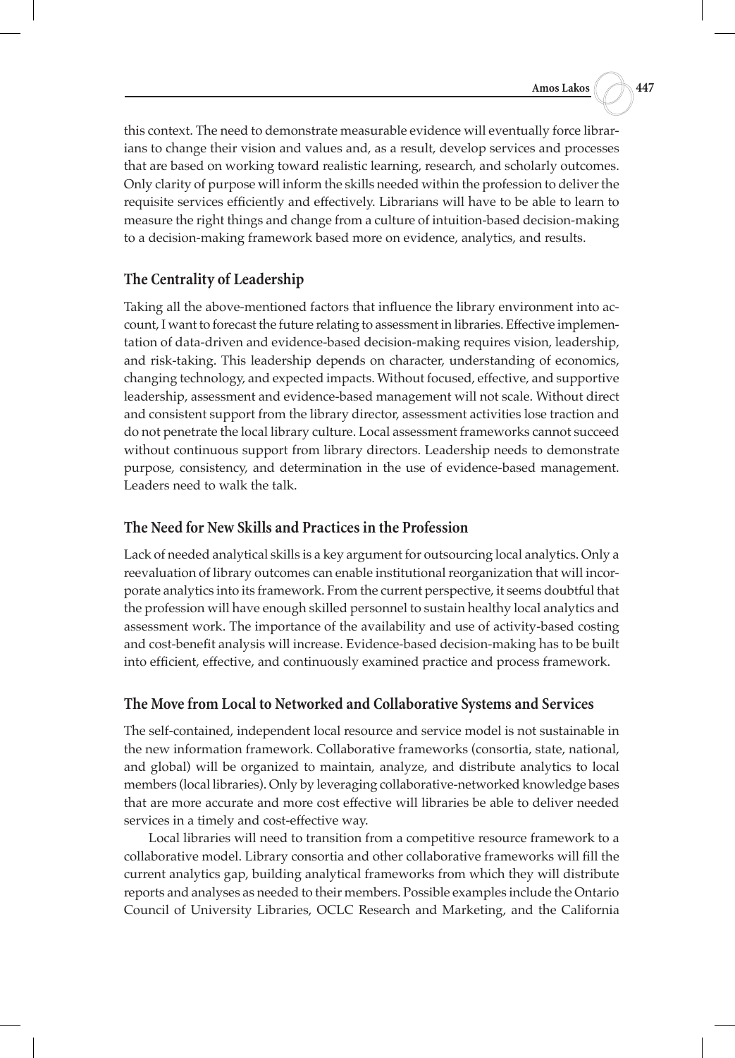this context. The need to demonstrate measurable evidence will eventually force librarians to change their vision and values and, as a result, develop services and processes that are based on working toward realistic learning, research, and scholarly outcomes. Only clarity of purpose will inform the skills needed within the profession to deliver the requisite services efficiently and effectively. Librarians will have to be able to learn to measure the right things and change from a culture of intuition-based decision-making to a decision-making framework based more on evidence, analytics, and results.

## The Centrality of Leadership

Taking all the above-mentioned factors that influence the library environment into account, I want to forecast the future relating to assessment in libraries. Effective implementation of data-driven and evidence-based decision-making requires vision, leadership, and risk-taking. This leadership depends on character, understanding of economics, changing technology, and expected impacts. Without focused, effective, and supportive leadership, assessment and evidence-based management will not scale. Without direct and consistent support from the library director, assessment activities lose traction and do not penetrate the local library culture. Local assessment frameworks cannot succeed without continuous support from library directors. Leadership needs to demonstrate purpose, consistency, and determination in the use of evidence-based management. Leaders need to walk the talk.

## The Need for New Skills and Practices in the Profession

Lack of needed analytical skills is a key argument for outsourcing local analytics. Only a reevaluation of library outcomes can enable institutional reorganization that will incorporate analytics into its framework. From the current perspective, it seems doubtful that the profession will have enough skilled personnel to sustain healthy local analytics and assessment work. The importance of the availability and use of activity-based costing and cost-benefit analysis will increase. Evidence-based decision-making has to be built into efficient, effective, and continuously examined practice and process framework.

## The Move from Local to Networked and Collaborative Systems and Services

The self-contained, independent local resource and service model is not sustainable in the new information framework. Collaborative frameworks (consortia, state, national, and global) will be organized to maintain, analyze, and distribute analytics to local members (local libraries). Only by leveraging collaborative-networked knowledge bases that are more accurate and more cost effective will libraries be able to deliver needed services in a timely and cost-effective way.

Local libraries will need to transition from a competitive resource framework to a collaborative model. Library consortia and other collaborative frameworks will fill the current analytics gap, building analytical frameworks from which they will distribute reports and analyses as needed to their members. Possible examples include the Ontario Council of University Libraries, OCLC Research and Marketing, and the California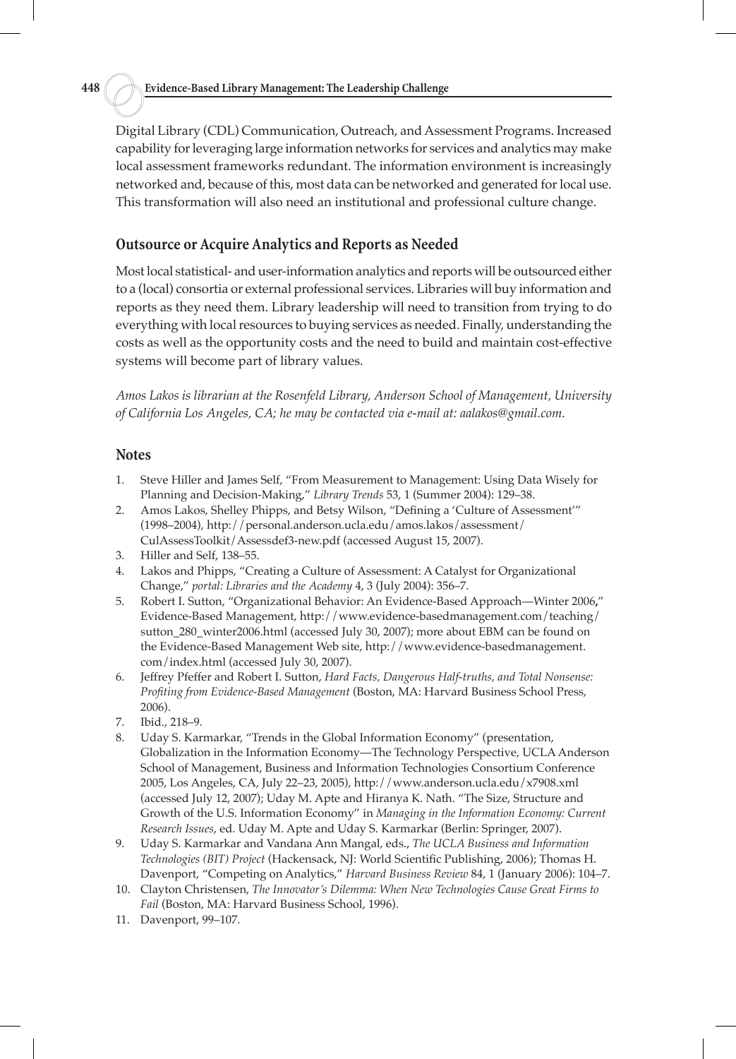Digital Library (CDL) Communication, Outreach, and Assessment Programs. Increased capability for leveraging large information networks for services and analytics may make local assessment frameworks redundant. The information environment is increasingly networked and, because of this, most data can be networked and generated for local use. This transformation will also need an institutional and professional culture change.

## Outsource or Acquire Analytics and Reports as Needed

Most local statistical- and user-information analytics and reports will be outsourced either to a (local) consortia or external professional services. Libraries will buy information and reports as they need them. Library leadership will need to transition from trying to do everything with local resources to buying services as needed. Finally, understanding the costs as well as the opportunity costs and the need to build and maintain cost-effective systems will become part of library values.

*Amos Lakos is librarian at the Rosenfeld Library, Anderson School of Management, University of California Los Angeles, CA; he may be contacted via e-mail at: aalakos@gmail.com.*

## Notes

1. Steve Hiller and James Self, "From Measurement to Management: Using Data Wisely for Planning and Decision-Making," *Library Trends* 53, 1 (Summer 2004): 129–38.
2. Amos Lakos, Shelley Phipps, and Betsy Wilson, "Defining a 'Culture of Assessment'" (1998–2004), http://personal.anderson.ucla.edu/amos.lakos/assessment/CulAssessToolkit/Assessdef3-new.pdf (accessed August 15, 2007).
3. Hiller and Self, 138–55.
4. Lakos and Phipps, "Creating a Culture of Assessment: A Catalyst for Organizational Change," *portal: Libraries and the Academy* 4, 3 (July 2004): 356–7.
5. Robert I. Sutton, "Organizational Behavior: An Evidence-Based Approach—Winter 2006**,**" Evidence-Based Management, http://www.evidence-basedmanagement.com/teaching/sutton_280_winter2006.html (accessed July 30, 2007); more about EBM can be found on the Evidence-Based Management Web site, http://www.evidence-basedmanagement.com/index.html (accessed July 30, 2007).
6. Jeffrey Pfeffer and Robert I. Sutton, *Hard Facts, Dangerous Half-truths, and Total Nonsense: Profiting from Evidence-Based Management* (Boston, MA: Harvard Business School Press, 2006).
7. Ibid., 218–9.
8. Uday S. Karmarkar, "Trends in the Global Information Economy" (presentation, Globalization in the Information Economy—The Technology Perspective, UCLA Anderson School of Management, Business and Information Technologies Consortium Conference 2005, Los Angeles, CA, July 22–23, 2005), http://www.anderson.ucla.edu/x7908.xml (accessed July 12, 2007); Uday M. Apte and Hiranya K. Nath. "The Size, Structure and Growth of the U.S. Information Economy" in *Managing in the Information Economy: Current Research Issues*, ed. Uday M. Apte and Uday S. Karmarkar (Berlin: Springer, 2007).
9. Uday S. Karmarkar and Vandana Ann Mangal, eds., *The UCLA Business and Information Technologies (BIT) Project* (Hackensack, NJ: World Scientific Publishing, 2006); Thomas H. Davenport, "Competing on Analytics," *Harvard Business Review* 84, 1 (January 2006): 104–7.
10. Clayton Christensen, *The Innovator's Dilemma: When New Technologies Cause Great Firms to Fail* (Boston, MA: Harvard Business School, 1996).
11. Davenport, 99–107.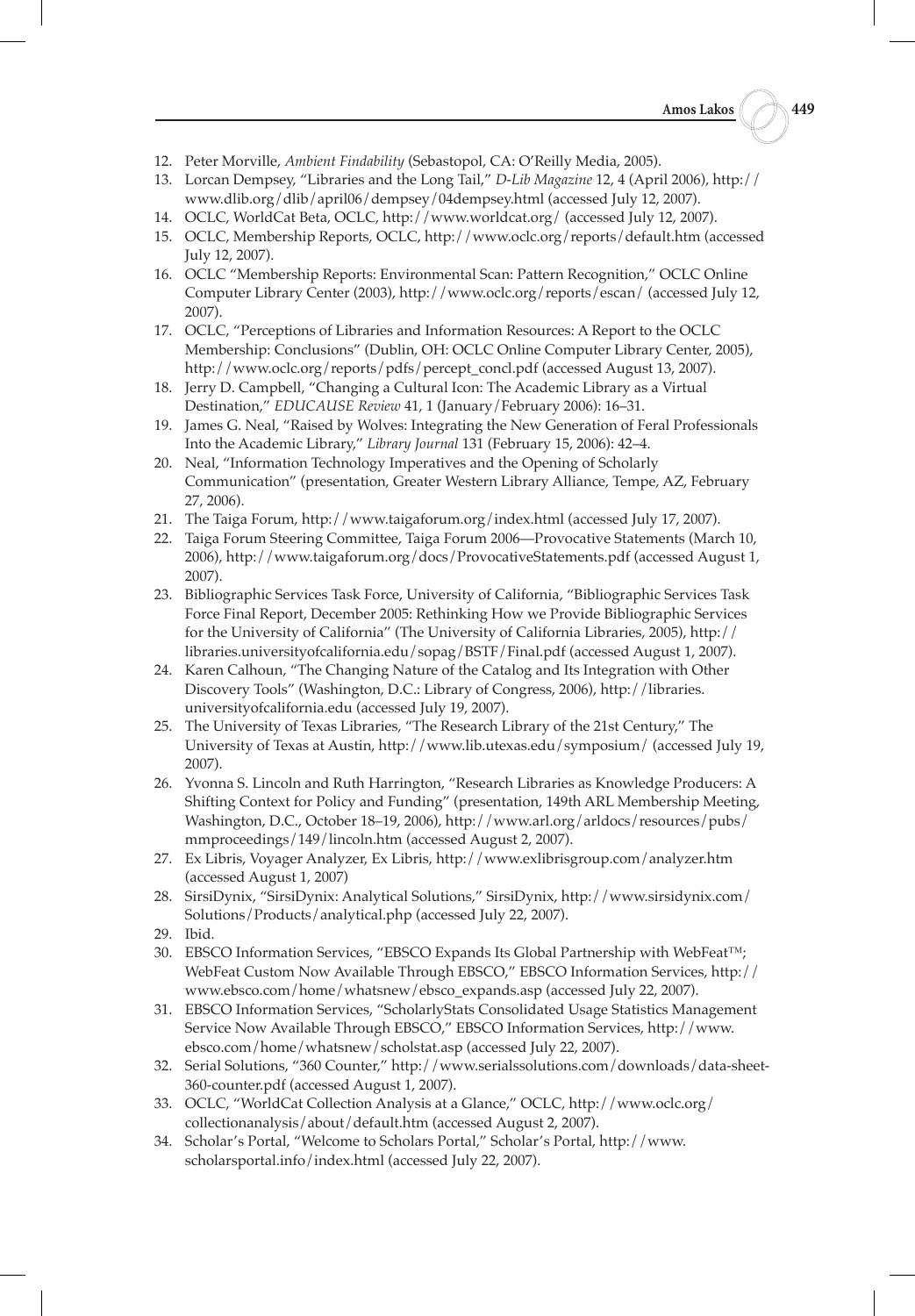12. Peter Morville, *Ambient Findability* (Sebastopol, CA: O'Reilly Media, 2005).
13. Lorcan Dempsey, "Libraries and the Long Tail," *D-Lib Magazine* 12, 4 (April 2006), http://www.dlib.org/dlib/april06/dempsey/04dempsey.html (accessed July 12, 2007).
14. OCLC, WorldCat Beta, OCLC, http://www.worldcat.org/ (accessed July 12, 2007).
15. OCLC, Membership Reports, OCLC, http://www.oclc.org/reports/default.htm (accessed July 12, 2007).
16. OCLC "Membership Reports: Environmental Scan: Pattern Recognition," OCLC Online Computer Library Center (2003), http://www.oclc.org/reports/escan/ (accessed July 12, 2007).
17. OCLC, "Perceptions of Libraries and Information Resources: A Report to the OCLC Membership: Conclusions" (Dublin, OH: OCLC Online Computer Library Center, 2005), http://www.oclc.org/reports/pdfs/percept_concl.pdf (accessed August 13, 2007).
18. Jerry D. Campbell, "Changing a Cultural Icon: The Academic Library as a Virtual Destination," *EDUCAUSE Review* 41, 1 (January/February 2006): 16–31.
19. James G. Neal, "Raised by Wolves: Integrating the New Generation of Feral Professionals Into the Academic Library," *Library Journal* 131 (February 15, 2006): 42–4.
20. Neal, "Information Technology Imperatives and the Opening of Scholarly Communication" (presentation, Greater Western Library Alliance, Tempe, AZ, February 27, 2006).
21. The Taiga Forum, http://www.taigaforum.org/index.html (accessed July 17, 2007).
22. Taiga Forum Steering Committee, Taiga Forum 2006—Provocative Statements (March 10, 2006), http://www.taigaforum.org/docs/ProvocativeStatements.pdf (accessed August 1, 2007).
23. Bibliographic Services Task Force, University of California, "Bibliographic Services Task Force Final Report, December 2005: Rethinking How we Provide Bibliographic Services for the University of California" (The University of California Libraries, 2005), http://libraries.universityofcalifornia.edu/sopag/BSTF/Final.pdf (accessed August 1, 2007).
24. Karen Calhoun, "The Changing Nature of the Catalog and Its Integration with Other Discovery Tools" (Washington, D.C.: Library of Congress, 2006), http://libraries.universityofcalifornia.edu (accessed July 19, 2007).
25. The University of Texas Libraries, "The Research Library of the 21st Century," The University of Texas at Austin, http://www.lib.utexas.edu/symposium/ (accessed July 19, 2007).
26. Yvonna S. Lincoln and Ruth Harrington, "Research Libraries as Knowledge Producers: A Shifting Context for Policy and Funding" (presentation, 149th ARL Membership Meeting, Washington, D.C., October 18–19, 2006), http://www.arl.org/arldocs/resources/pubs/mmproceedings/149/lincoln.htm (accessed August 2, 2007).
27. Ex Libris, Voyager Analyzer, Ex Libris, http://www.exlibrisgroup.com/analyzer.htm (accessed August 1, 2007)
28. SirsiDynix, "SirsiDynix: Analytical Solutions," SirsiDynix, http://www.sirsidynix.com/Solutions/Products/analytical.php (accessed July 22, 2007).
29. Ibid.
30. EBSCO Information Services, "EBSCO Expands Its Global Partnership with WebFeat™; WebFeat Custom Now Available Through EBSCO," EBSCO Information Services, http://www.ebsco.com/home/whatsnew/ebsco_expands.asp (accessed July 22, 2007).
31. EBSCO Information Services, "ScholarlyStats Consolidated Usage Statistics Management Service Now Available Through EBSCO," EBSCO Information Services, http://www.ebsco.com/home/whatsnew/scholstat.asp (accessed July 22, 2007).
32. Serial Solutions, "360 Counter," http://www.serialssolutions.com/downloads/data-sheet-360-counter.pdf (accessed August 1, 2007).
33. OCLC, "WorldCat Collection Analysis at a Glance," OCLC, http://www.oclc.org/collectionanalysis/about/default.htm (accessed August 2, 2007).
34. Scholar's Portal, "Welcome to Scholars Portal," Scholar's Portal, http://www.scholarsportal.info/index.html (accessed July 22, 2007).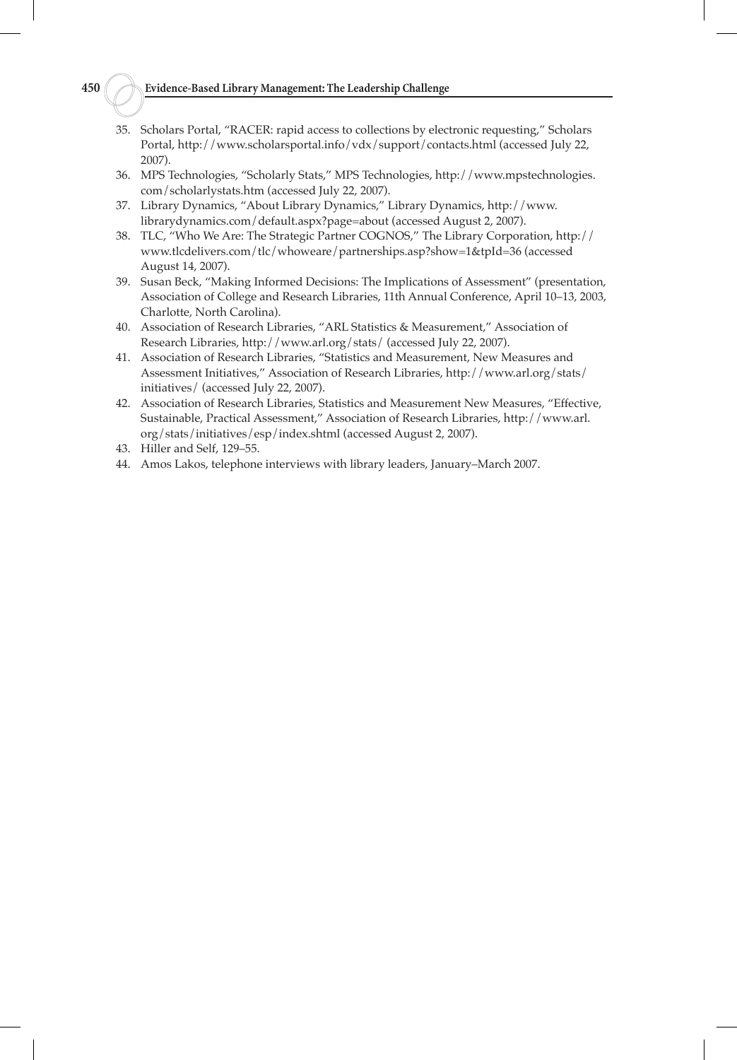35. Scholars Portal, "RACER: rapid access to collections by electronic requesting," Scholars Portal, http://www.scholarsportal.info/vdx/support/contacts.html (accessed July 22, 2007).
36. MPS Technologies, "Scholarly Stats," MPS Technologies, http://www.mpstechnologies.com/scholarlystats.htm (accessed July 22, 2007).
37. Library Dynamics, "About Library Dynamics," Library Dynamics, http://www.librarydynamics.com/default.aspx?page=about (accessed August 2, 2007).
38. TLC, "Who We Are: The Strategic Partner COGNOS," The Library Corporation, http://www.tlcdelivers.com/tlc/whoweare/partnerships.asp?show=1&tpId=36 (accessed August 14, 2007).
39. Susan Beck, "Making Informed Decisions: The Implications of Assessment" (presentation, Association of College and Research Libraries, 11th Annual Conference, April 10–13, 2003, Charlotte, North Carolina).
40. Association of Research Libraries, "ARL Statistics & Measurement," Association of Research Libraries, http://www.arl.org/stats/ (accessed July 22, 2007).
41. Association of Research Libraries, "Statistics and Measurement, New Measures and Assessment Initiatives," Association of Research Libraries, http://www.arl.org/stats/initiatives/ (accessed July 22, 2007).
42. Association of Research Libraries, Statistics and Measurement New Measures, "Effective, Sustainable, Practical Assessment," Association of Research Libraries, http://www.arl.org/stats/initiatives/esp/index.shtml (accessed August 2, 2007).
43. Hiller and Self, 129–55.
44. Amos Lakos, telephone interviews with library leaders, January–March 2007.